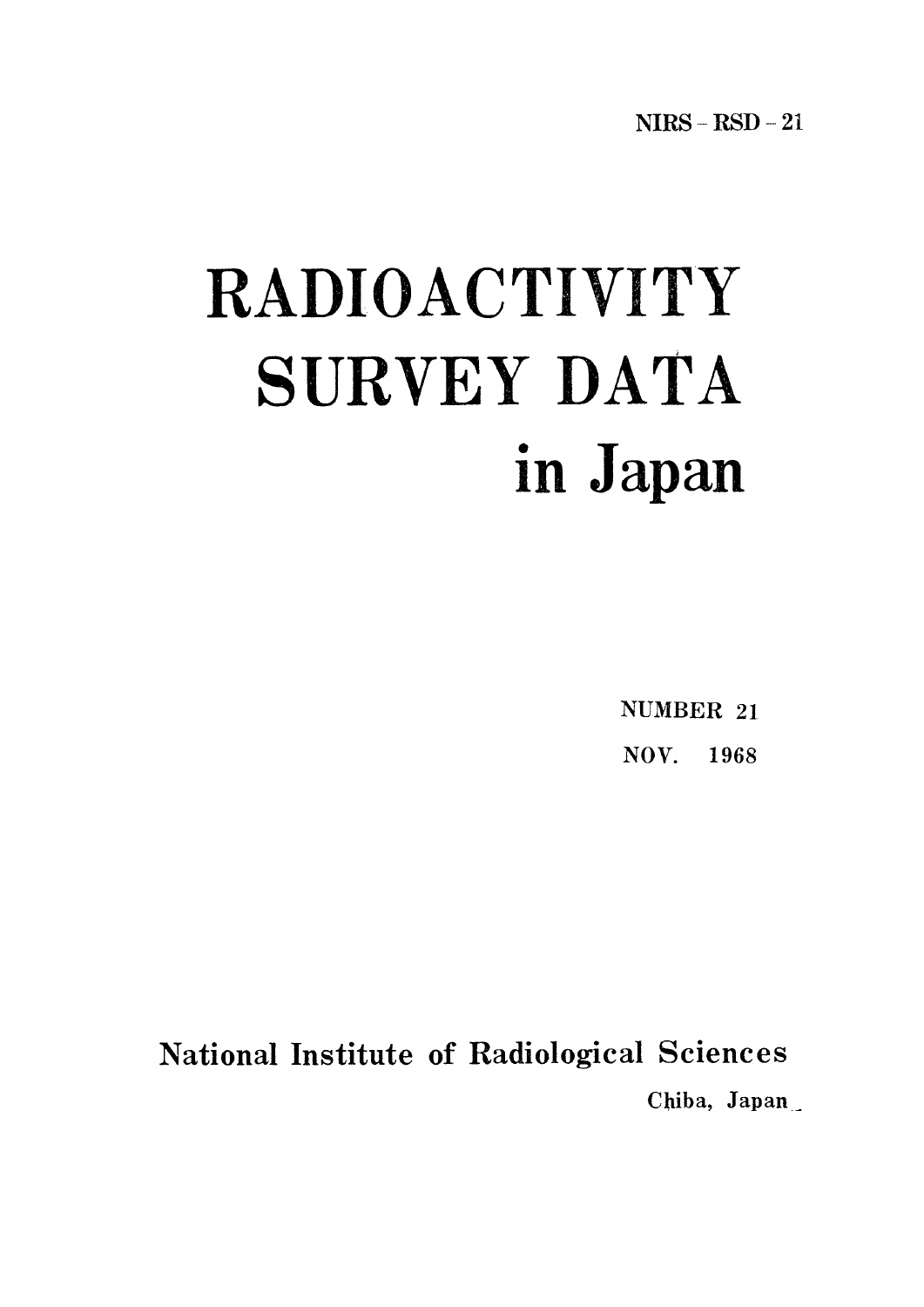NIRS - RSD - 21

# RADIOACTIVITY SURVEY DATA in Japan

NUMBER 21

NOV. 1968

National Institute of Radiological Sciences

Chiba, Japan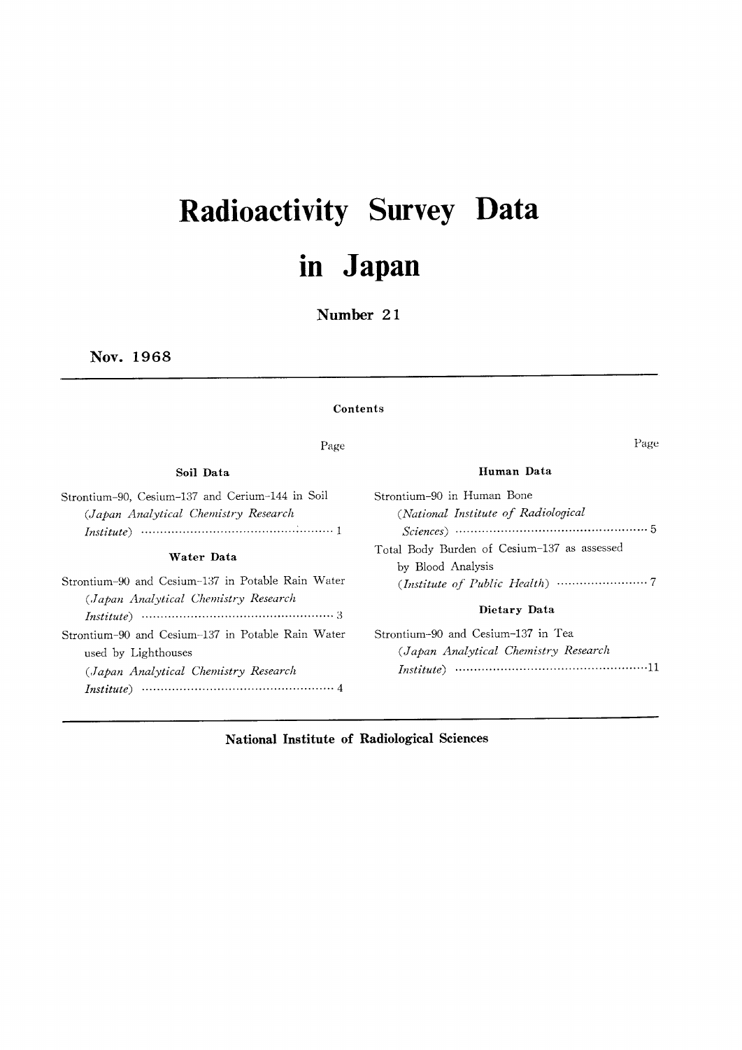# Radioactivity Survey Data in Japan

## Number 21

**Nov. 1968**

### Contents

**Soil Data** — Page

Strontium-90, Cesium-137 and Cerium-144 in Soil
*(Japan Analytical Chemistry Research Institute)* ........ 1

**Water Data**

Strontium-90 and Cesium-137 in Potable Rain Water
*(Japan Analytical Chemistry Research Institute)* ........ 3

Strontium-90 and Cesium-137 in Potable Rain Water used by Lighthouses
*(Japan Analytical Chemistry Research Institute)* ........ 4

**Human Data** — Page

Strontium-90 in Human Bone
*(National Institute of Radiological Sciences)* ........ 5

Total Body Burden of Cesium-137 as assessed by Blood Analysis
*(Institute of Public Health)* ........ 7

**Dietary Data**

Strontium-90 and Cesium-137 in Tea
*(Japan Analytical Chemistry Research Institute)* ........ 11

**National Institute of Radiological Sciences**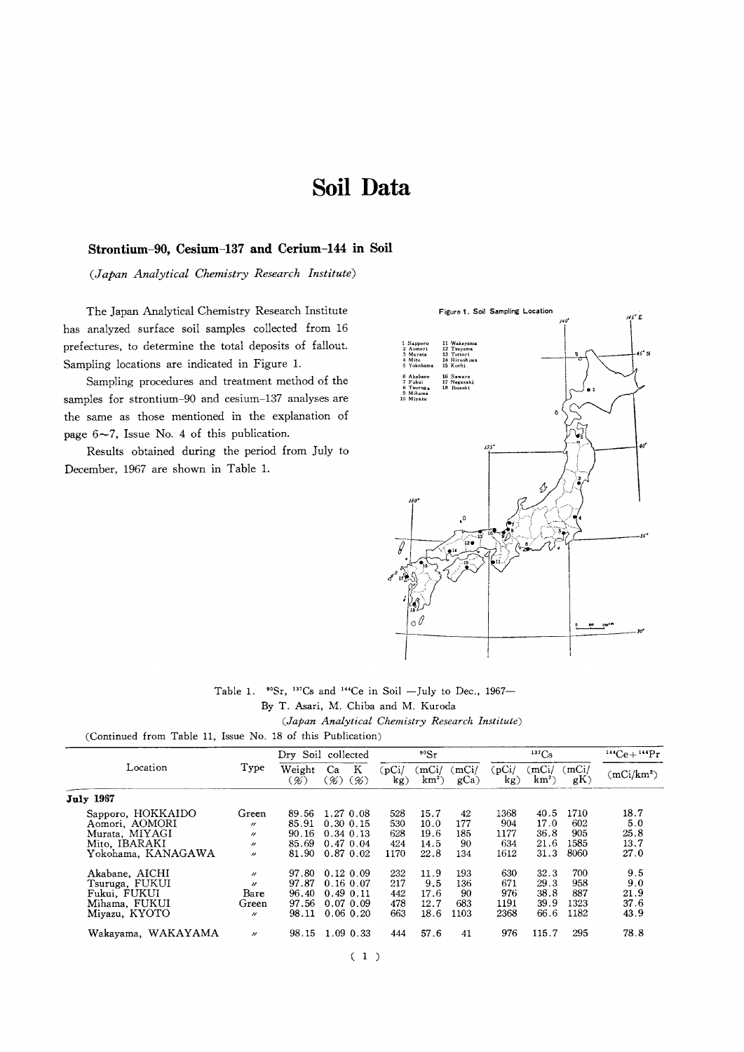# Soil Data

## Strontium-90, Cesium-137 and Cerium-144 in Soil

*(Japan Analytical Chemistry Research Institute)*

The Japan Analytical Chemistry Research Institute has analyzed surface soil samples collected from 16 prefectures, to determine the total deposits of fallout. Sampling locations are indicated in Figure 1.

Sampling procedures and treatment method of the samples for strontium-90 and cesium-137 analyses are the same as those mentioned in the explanation of page 6~7, Issue No. 4 of this publication.

Results obtained during the period from July to December, 1967 are shown in Table 1.

Figure 1. Soil Sampling Location

1 Sapporo
2 Aomori
3 Murata
4 Mito
5 Yokohama
6 Akabane
7 Fukui
8 Tsuruga
9 Mihama
10 Miyazu
11 Wakayama
12 Tsuyama
13 Tottori
14 Hiroshima
15 Kochi
16 Sawara
17 Nagasaki
18 Ibusuki

140°, 145° E, 45° N, 135°, 40°, 130°, 35°, 30°

Table 1. $^{90}Sr$, $^{137}Cs$ and $^{144}Ce$ in Soil —July to Dec., 1967—
By T. Asari, M. Chiba and M. Kuroda
*(Japan Analytical Chemistry Research Institute)*

(Continued from Table 11, Issue No. 18 of this Publication)

| Location | Type | Dry Soil collected | | | $^{90}Sr$ | | | $^{137}Cs$ | | | $^{144}Ce+^{144}Pr$ |
|---|---|---|---|---|---|---|---|---|---|---|---|
| | | Weight (%) | Ca (%) | K (%) | (pCi/kg) | (mCi/km²) | (mCi/gCa) | (pCi/kg) | (mCi/km²) | (mCi/gK) | (mCi/km²) |
| **July 1967** | | | | | | | | | | | |
| Sapporo, HOKKAIDO | Green | 89.56 | 1.27 | 0.08 | 528 | 15.7 | 42 | 1368 | 40.5 | 1710 | 18.7 |
| Aomori, AOMORI | 〃 | 85.91 | 0.30 | 0.15 | 530 | 10.0 | 177 | 904 | 17.0 | 602 | 5.0 |
| Murata, MIYAGI | 〃 | 90.16 | 0.34 | 0.13 | 628 | 19.6 | 185 | 1177 | 36.8 | 905 | 25.8 |
| Mito, IBARAKI | 〃 | 85.69 | 0.47 | 0.04 | 424 | 14.5 | 90 | 634 | 21.6 | 1585 | 13.7 |
| Yokohama, KANAGAWA | 〃 | 81.90 | 0.87 | 0.02 | 1170 | 22.8 | 134 | 1612 | 31.3 | 8060 | 27.0 |
| Akabane, AICHI | 〃 | 97.80 | 0.12 | 0.09 | 232 | 11.9 | 193 | 630 | 32.3 | 700 | 9.5 |
| Tsuruga, FUKUI | 〃 | 97.87 | 0.16 | 0.07 | 217 | 9.5 | 136 | 671 | 29.3 | 958 | 9.0 |
| Fukui, FUKUI | Bare | 96.40 | 0.49 | 0.11 | 442 | 17.6 | 90 | 976 | 38.8 | 887 | 21.9 |
| Mihama, FUKUI | Green | 97.56 | 0.07 | 0.09 | 478 | 12.7 | 683 | 1191 | 39.9 | 1323 | 37.6 |
| Miyazu, KYOTO | 〃 | 98.11 | 0.06 | 0.20 | 663 | 18.6 | 1103 | 2368 | 66.6 | 1182 | 43.9 |
| Wakayama, WAKAYAMA | 〃 | 98.15 | 1.09 | 0.33 | 444 | 57.6 | 41 | 976 | 115.7 | 295 | 78.8 |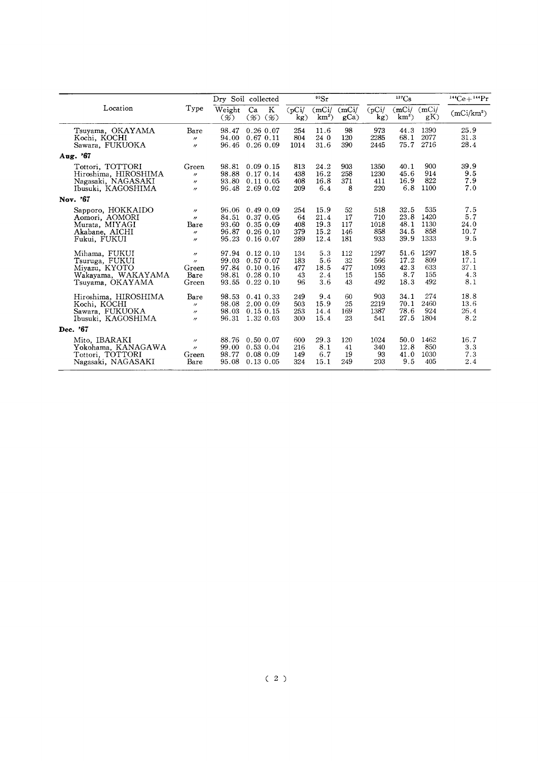| Location | Type | Dry Soil collected | | | $^{90}Sr$ | | | $^{137}Cs$ | | | $^{144}Ce+^{144}Pr$ |
|---|---|---|---|---|---|---|---|---|---|---|---|
| | | Weight (%) | Ca (%) | K (%) | (pCi/kg) | (mCi/km$^2$) | (mCi/gCa) | (pCi/kg) | (mCi/km$^2$) | (mCi/gK) | (mCi/km$^2$) |
| Tsuyama, OKAYAMA | Bare | 98.47 | 0.26 | 0.07 | 254 | 11.6 | 98 | 973 | 44.3 | 1390 | 25.9 |
| Kochi, KOCHI | 〃 | 94.00 | 0.67 | 0.11 | 804 | 24 0 | 120 | 2285 | 68.1 | 2077 | 31.3 |
| Sawara, FUKUOKA | 〃 | 96.46 | 0.26 | 0.09 | 1014 | 31.6 | 390 | 2445 | 75.7 | 2716 | 28.4 |
| **Aug. '67** | | | | | | | | | | | |
| Tottori, TOTTORI | Green | 98.81 | 0.09 | 0.15 | 813 | 24.2 | 903 | 1350 | 40.1 | 900 | 39.9 |
| Hiroshima, HIROSHIMA | 〃 | 98.88 | 0.17 | 0.14 | 438 | 16.2 | 258 | 1230 | 45.6 | 914 | 9.5 |
| Nagasaki, NAGASAKI | 〃 | 93.80 | 0.11 | 0.05 | 408 | 16.8 | 371 | 411 | 16.9 | 822 | 7.9 |
| Ibusuki, KAGOSHIMA | 〃 | 96.48 | 2.69 | 0.02 | 209 | 6.4 | 8 | 220 | 6.8 | 1100 | 7.0 |
| **Nov. '67** | | | | | | | | | | | |
| Sapporo, HOKKAIDO | 〃 | 96.06 | 0.49 | 0.09 | 254 | 15.9 | 52 | 518 | 32.5 | 535 | 7.5 |
| Aomori, AOMORI | 〃 | 84.51 | 0.37 | 0.05 | 64 | 21.4 | 17 | 710 | 23.8 | 1420 | 5.7 |
| Murata, MIYAGI | Bare | 93.60 | 0.35 | 0.09 | 408 | 19.3 | 117 | 1018 | 48.1 | 1130 | 24.0 |
| Akabane, AICHI | 〃 | 96.87 | 0.26 | 0.10 | 379 | 15.2 | 146 | 858 | 34.5 | 858 | 10.7 |
| Fukui, FUKUI | 〃 | 95.23 | 0.16 | 0.07 | 289 | 12.4 | 181 | 933 | 39.9 | 1333 | 9.5 |
| Mihama, FUKUI | 〃 | 97.94 | 0.12 | 0.10 | 134 | 5.3 | 112 | 1297 | 51.6 | 1297 | 18.5 |
| Tsuruga, FUKUI | 〃 | 99.03 | 0.57 | 0.07 | 183 | 5.6 | 32 | 566 | 17.2 | 809 | 17.1 |
| Miyazu, KYOTO | Green | 97.84 | 0.10 | 0.16 | 477 | 18.5 | 477 | 1093 | 42.3 | 633 | 37.1 |
| Wakayama, WAKAYAMA | Bare | 98.81 | 0.28 | 0.10 | 43 | 2.4 | 15 | 155 | 8.7 | 155 | 4.3 |
| Tsuyama, OKAYAMA | Green | 93.55 | 0.22 | 0.10 | 96 | 3.6 | 43 | 492 | 18.3 | 492 | 8.1 |
| Hiroshima, HIROSHIMA | Bare | 98.53 | 0.41 | 0.33 | 249 | 9.4 | 60 | 903 | 34.1 | 274 | 18.8 |
| Kochi, KOCHI | 〃 | 98.08 | 2.00 | 0.09 | 503 | 15.9 | 25 | 2219 | 70.1 | 2460 | 13.6 |
| Sawara, FUKUOKA | 〃 | 98.03 | 0.15 | 0.15 | 253 | 14.4 | 169 | 1387 | 78.6 | 924 | 26.4 |
| Ibusuki, KAGOSHIMA | 〃 | 96.31 | 1.32 | 0.03 | 300 | 15.4 | 23 | 541 | 27.5 | 1804 | 8.2 |
| **Dec. '67** | | | | | | | | | | | |
| Mito, IBARAKI | 〃 | 88.76 | 0.50 | 0.07 | 600 | 29.3 | 120 | 1024 | 50.0 | 1462 | 16.7 |
| Yokohama, KANAGAWA | 〃 | 99.00 | 0.53 | 0.04 | 216 | 8.1 | 41 | 340 | 12.8 | 850 | 3.3 |
| Tottori, TOTTORI | Green | 98.77 | 0.08 | 0.09 | 149 | 6.7 | 19 | 93 | 41.0 | 1030 | 7.3 |
| Nagasaki, NAGASAKI | Bare | 95.08 | 0.13 | 0.05 | 324 | 15.1 | 249 | 203 | 9.5 | 405 | 2.4 |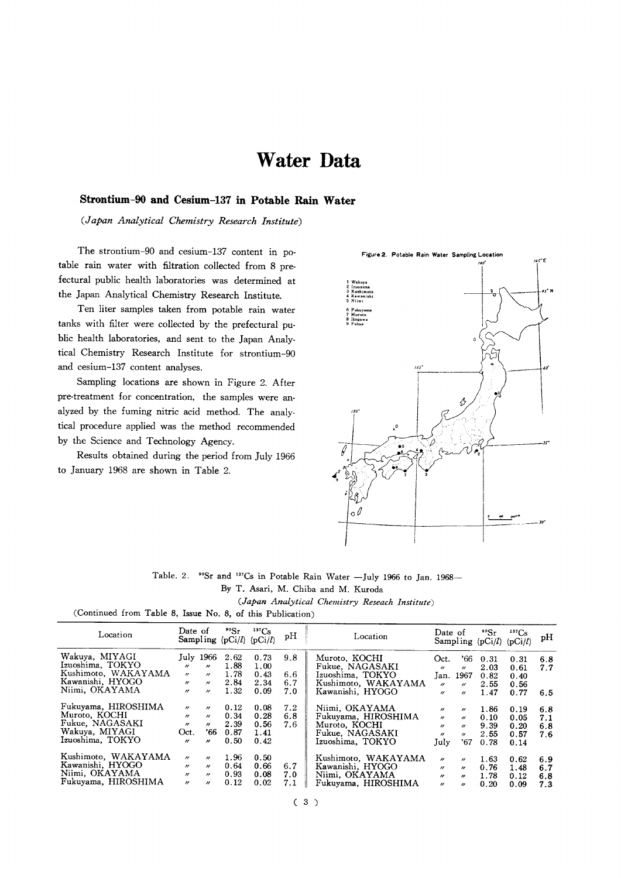# Water Data

## Strontium-90 and Cesium-137 in Potable Rain Water

*(Japan Analytical Chemistry Research Institute)*

The strontium-90 and cesium-137 content in potable rain water with filtration collected from 8 prefectural public health laboratories was determined at the Japan Analytical Chemistry Research Institute.

Ten liter samples taken from potable rain water tanks with filter were collected by the prefectural public health laboratories, and sent to the Japan Analytical Chemistry Research Institute for strontium-90 and cesium-137 content analyses.

Sampling locations are shown in Figure 2. After pre-treatment for concentration, the samples were analyzed by the fuming nitric acid method. The analytical procedure applied was the method recommended by the Science and Technology Agency.

Results obtained during the period from July 1966 to January 1968 are shown in Table 2.

Figure 2. Potable Rain Water Sampling Location

1 Wakuya
2 Izuoshima
3 Kushimoto
4 Kawanishi
5 Niimi
6 Fukuyama
7 Muroto
8 Ikegawa
9 Fukue

140°
145°E
45°N
135°
40°
130°
35°
30°

Table. 2. $^{90}Sr$ and $^{137}Cs$ in Potable Rain Water —July 1966 to Jan. 1968—

By T. Asari, M. Chiba and M. Kuroda

*(Japan Analytical Chemistry Reseach Institute)*

(Continued from Table 8, Issue No. 8, of this Publication)

| Location | Date of Sampling | $^{90}Sr$ (pCi/$l$) | $^{137}Cs$ (pCi/$l$) | pH |
|---|---|---|---|---|
| Wakuya, MIYAGI | July 1966 | 2.62 | 0.73 | 9.8 |
| Izuoshima, TOKYO | 〃 〃 | 1.88 | 1.00 | |
| Kushimoto, WAKAYAMA | 〃 〃 | 1.78 | 0.43 | 6.6 |
| Kawanishi, HYOGO | 〃 〃 | 2.84 | 2.34 | 6.7 |
| Niimi, OKAYAMA | 〃 〃 | 1.32 | 0.09 | 7.0 |
| Fukuyama, HIROSHIMA | 〃 〃 | 0.12 | 0.08 | 7.2 |
| Muroto, KOCHI | 〃 〃 | 0.34 | 0.28 | 6.8 |
| Fukue, NAGASAKI | 〃 〃 | 2.39 | 0.56 | 7.6 |
| Wakuya, MIYAGI | Oct. '66 | 0.87 | 1.41 | |
| Izuoshima, TOKYO | 〃 〃 | 0.50 | 0.42 | |
| Kushimoto, WAKAYAMA | 〃 〃 | 1.96 | 0.50 | |
| Kawanishi, HYOGO | 〃 〃 | 0.64 | 0.66 | 6.7 |
| Niimi, OKAYAMA | 〃 〃 | 0.93 | 0.08 | 7.0 |
| Fukuyama, HIROSHIMA | 〃 〃 | 0.12 | 0.02 | 7.1 |
| Muroto, KOCHI | Oct. '66 | 0.31 | 0.31 | 6.8 |
| Fukue, NAGASAKI | 〃 〃 | 2.03 | 0.61 | 7.7 |
| Izuoshima, TOKYO | Jan. 1967 | 0.82 | 0.40 | |
| Kushimoto, WAKAYAMA | 〃 〃 | 2.55 | 0.56 | |
| Kawanishi, HYOGO | 〃 〃 | 1.47 | 0.77 | 6.5 |
| Niimi, OKAYAMA | 〃 〃 | 1.86 | 0.19 | 6.8 |
| Fukuyama, HIROSHIMA | 〃 〃 | 0.10 | 0.05 | 7.1 |
| Muroto, KOCHI | 〃 〃 | 9.39 | 0.20 | 6.8 |
| Fukue, NAGASAKI | 〃 〃 | 2.55 | 0.57 | 7.6 |
| Izuoshima, TOKYO | July '67 | 0.78 | 0.14 | |
| Kushimoto, WAKAYAMA | 〃 〃 | 1.63 | 0.62 | 6.9 |
| Kawanishi, HYOGO | 〃 〃 | 0.76 | 1.48 | 6.7 |
| Niimi, OKAYAMA | 〃 〃 | 1.78 | 0.12 | 6.8 |
| Fukuyama, HIROSHIMA | 〃 〃 | 0.20 | 0.09 | 7.3 |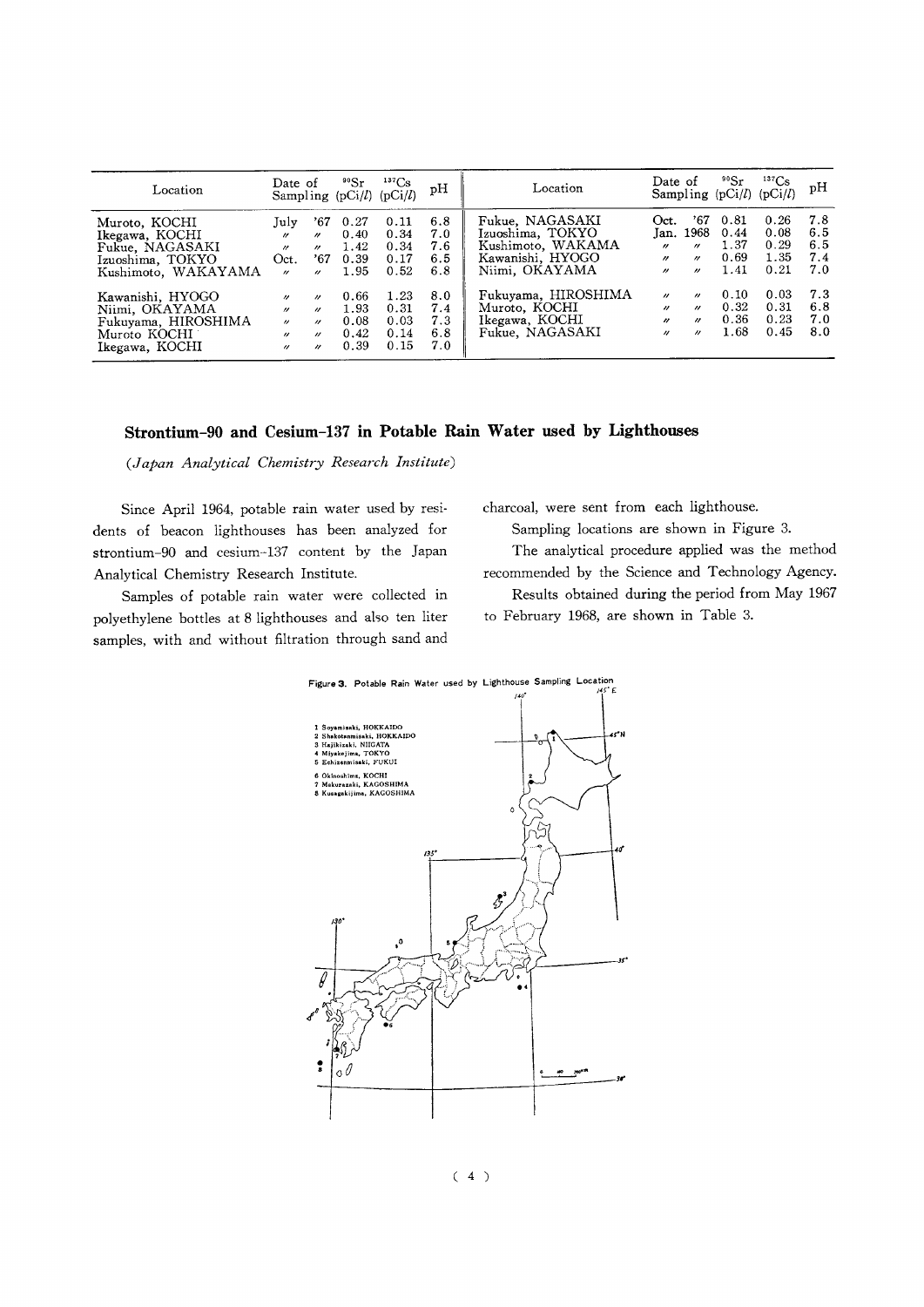| Location | Date of Sampling | $^{90}Sr$ (pCi/$l$) | $^{137}Cs$ (pCi/$l$) | pH | Location | Date of Sampling | $^{90}Sr$ (pCi/$l$) | $^{137}Cs$ (pCi/$l$) | pH |
|---|---|---|---|---|---|---|---|---|---|
| Muroto, KOCHI | July '67 | 0.27 | 0.11 | 6.8 | Fukue, NAGASAKI | Oct. '67 | 0.81 | 0.26 | 7.8 |
| Ikegawa, KOCHI | 〃 〃 | 0.40 | 0.34 | 7.0 | Izuoshima, TOKYO | Jan. 1968 | 0.44 | 0.08 | 6.5 |
| Fukue, NAGASAKI | 〃 〃 | 1.42 | 0.34 | 7.6 | Kushimoto, WAKAMA | 〃 〃 | 1.37 | 0.29 | 6.5 |
| Izuoshima, TOKYO | Oct. '67 | 0.39 | 0.17 | 6.5 | Kawanishi, HYOGO | 〃 〃 | 0.69 | 1.35 | 7.4 |
| Kushimoto, WAKAYAMA | 〃 〃 | 1.95 | 0.52 | 6.8 | Niimi, OKAYAMA | 〃 〃 | 1.41 | 0.21 | 7.0 |
| Kawanishi, HYOGO | 〃 〃 | 0.66 | 1.23 | 8.0 | Fukuyama, HIROSHIMA | 〃 〃 | 0.10 | 0.03 | 7.3 |
| Niimi, OKAYAMA | 〃 〃 | 1.93 | 0.31 | 7.4 | Muroto, KOCHI | 〃 〃 | 0.32 | 0.31 | 6.8 |
| Fukuyama, HIROSHIMA | 〃 〃 | 0.08 | 0.03 | 7.3 | Ikegawa, KOCHI | 〃 〃 | 0.36 | 0.23 | 7.0 |
| Muroto KOCHI | 〃 〃 | 0.42 | 0.14 | 6.8 | Fukue, NAGASAKI | 〃 〃 | 1.68 | 0.45 | 8.0 |
| Ikegawa, KOCHI | 〃 〃 | 0.39 | 0.15 | 7.0 | | | | | |

## Strontium-90 and Cesium-137 in Potable Rain Water used by Lighthouses

*(Japan Analytical Chemistry Research Institute)*

Since April 1964, potable rain water used by residents of beacon lighthouses has been analyzed for strontium-90 and cesium-137 content by the Japan Analytical Chemistry Research Institute.

Samples of potable rain water were collected in polyethylene bottles at 8 lighthouses and also ten liter samples, with and without filtration through sand and charcoal, were sent from each lighthouse.

Sampling locations are shown in Figure 3.

The analytical procedure applied was the method recommended by the Science and Technology Agency.

Results obtained during the period from May 1967 to February 1968, are shown in Table 3.

**Figure 3.** Potable Rain Water used by Lighthouse Sampling Location

1 Soyamisaki, HOKKAIDO
2 Shakotanmisaki, HOKKAIDO
3 Hajikizaki, NIIGATA
4 Miyakejima, TOKYO
5 Echizenmisaki, FUKUI
6 Okinoshima, KOCHI
7 Makurazaki, KAGOSHIMA
8 Kusagakijima, KAGOSHIMA

140°
145°E
45°N
40°
135°
130°
35°
30°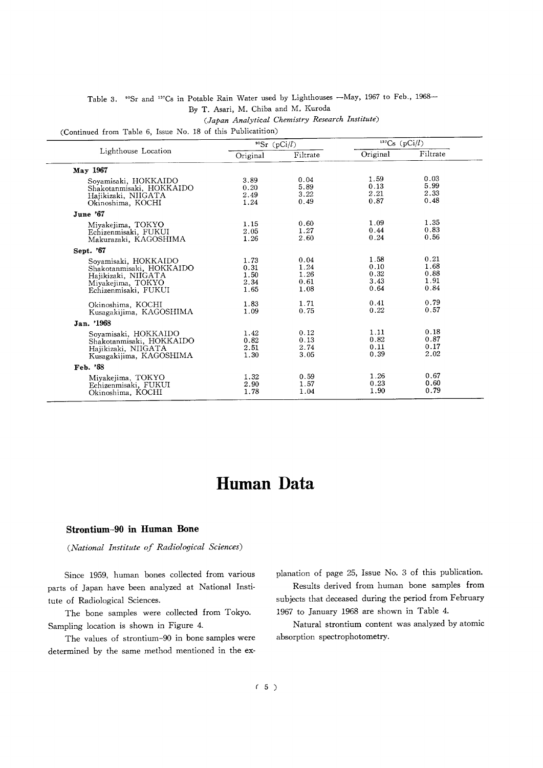Table 3. $^{90}Sr$ and $^{137}Cs$ in Potable Rain Water used by Lighthouses —May, 1967 to Feb., 1968—

By T. Asari, M. Chiba and M. Kuroda

*(Japan Analytical Chemistry Research Institute)*

(Continued from Table 6, Issue No. 18 of this Publicatition)

| Lighthouse Location | $^{90}Sr$ (pCi/$l$) | | $^{137}Cs$ (pCi/$l$) | |
|---|---|---|---|---|
| | Original | Filtrate | Original | Filtrate |
| **May 1967** | | | | |
| Soyamisaki, HOKKAIDO | 3.89 | 0.04 | 1.59 | 0.03 |
| Shakotanmisaki, HOKKAIDO | 0.20 | 5.89 | 0.13 | 5.99 |
| Hajikizaki, NIIGATA | 2.49 | 3.22 | 2.21 | 2.33 |
| Okinoshima, KOCHI | 1.24 | 0.49 | 0.87 | 0.48 |
| **June '67** | | | | |
| Miyakejima, TOKYO | 1.15 | 0.60 | 1.09 | 1.35 |
| Echizenmisaki, FUKUI | 2.05 | 1.27 | 0.44 | 0.83 |
| Makurazaki, KAGOSHIMA | 1.26 | 2.60 | 0.24 | 0.56 |
| **Sept. '67** | | | | |
| Soyamisaki, HOKKAIDO | 1.73 | 0.04 | 1.58 | 0.21 |
| Shakotanmisaki, HOKKAIDO | 0.31 | 1.24 | 0.10 | 1.68 |
| Hajikizaki, NIIGATA | 1.50 | 1.26 | 0.32 | 0.88 |
| Miyakejima, TOKYO | 2.34 | 0.61 | 3.43 | 1.91 |
| Echizenmisaki, FUKUI | 1.65 | 1.08 | 0.64 | 0.84 |
| Okinoshima, KOCHI | 1.83 | 1.71 | 0.41 | 0.79 |
| Kusagakijima, KAGOSHIMA | 1.09 | 0.75 | 0.22 | 0.57 |
| **Jan. '1968** | | | | |
| Soyamisaki, HOKKAIDO | 1.42 | 0.12 | 1.11 | 0.18 |
| Shakotanmisaki, HOKKAIDO | 0.82 | 0.13 | 0.82 | 0.87 |
| Hajikizaki, NIIGATA | 2.51 | 2.74 | 0.11 | 0.17 |
| Kusagakijima, KAGOSHIMA | 1.30 | 3.05 | 0.39 | 2.02 |
| **Feb. '68** | | | | |
| Miyakejima, TOKYO | 1.32 | 0.59 | 1.26 | 0.67 |
| Echizenmisaki, FUKUI | 2.90 | 1.57 | 0.23 | 0.60 |
| Okinoshima, KOCHI | 1.78 | 1.04 | 1.90 | 0.79 |

# Human Data

## Strontium-90 in Human Bone

*(National Institute of Radiological Sciences)*

Since 1959, human bones collected from various parts of Japan have been analyzed at National Institute of Radiological Sciences.

The bone samples were collected from Tokyo. Sampling location is shown in Figure 4.

The values of strontium-90 in bone samples were determined by the same method mentioned in the explanation of page 25, Issue No. 3 of this publication.

Results derived from human bone samples from subjects that deceased during the period from February 1967 to January 1968 are shown in Table 4.

Natural strontium content was analyzed by atomic absorption spectrophotometry.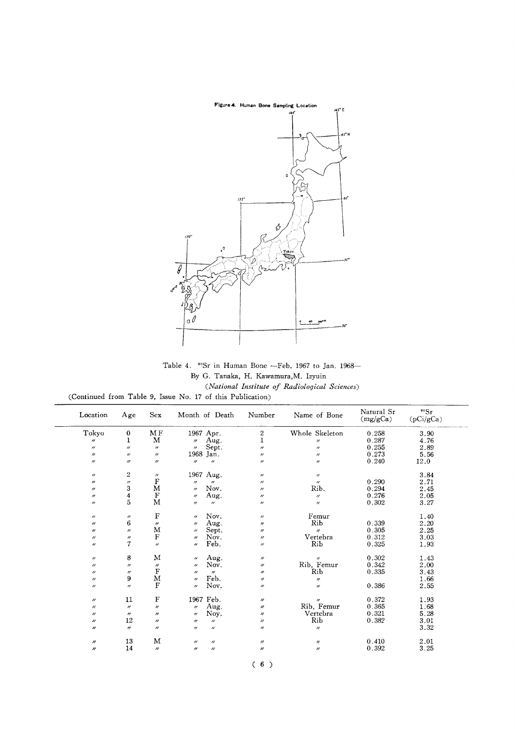Figure 4. Human Bone Sampling Location

Table 4. $^{90}Sr$ in Human Bone —Feb. 1967 to Jan. 1968—
By G. Tanaka, H. Kawamura, M. Izyuin
*(National Institute of Radiological Sciences)*

(Continued from Table 9, Issue No. 17 of this Publication)

| Location | Age | Sex | Month of Death | Number | Name of Bone | Natural Sr (mg/gCa) | $^{90}Sr$ (pCi/gCa) |
|---|---|---|---|---|---|---|---|
| Tokyo | 0 | MF | 1967 Apr. | 2 | Whole Skeleton | 0.258 | 3.90 |
| 〃 | 1 | M | 〃 Aug. | 1 | 〃 | 0.287 | 4.76 |
| 〃 | 〃 | 〃 | 〃 Sept. | 〃 | 〃 | 0.255 | 2.89 |
| 〃 | 〃 | 〃 | 1968 Jan. | 〃 | 〃 | 0.273 | 5.56 |
| 〃 | 〃 | 〃 | 〃 〃 | 〃 | 〃 | 0.240 | 12.0 |
| 〃 | 2 | 〃 | 1967 Aug. | 〃 | 〃 | | 3.84 |
| 〃 | 〃 | F | 〃 〃 | 〃 | 〃 | 0.290 | 2.71 |
| 〃 | 3 | M | 〃 Nov. | 〃 | Rib. | 0.294 | 2.45 |
| 〃 | 4 | F | 〃 Aug. | 〃 | 〃 | 0.276 | 2.05 |
| 〃 | 5 | M | 〃 〃 | 〃 | 〃 | 0.302 | 3.27 |
| 〃 | 〃 | F | 〃 Nov. | 〃 | Femur | | 1.40 |
| 〃 | 6 | 〃 | 〃 Aug. | 〃 | Rib | 0.339 | 2.20 |
| 〃 | 〃 | M | 〃 Sept. | 〃 | 〃 | 0.305 | 2.25 |
| 〃 | 〃 | F | 〃 Nov. | 〃 | Vertebra | 0.312 | 3.03 |
| 〃 | 7 | 〃 | 〃 Feb. | 〃 | Rib | 0.325 | 1.93 |
| 〃 | 8 | M | 〃 Aug. | 〃 | 〃 | 0.302 | 1.43 |
| 〃 | 〃 | 〃 | 〃 Nov. | 〃 | Rib, Femur | 0.342 | 2.00 |
| 〃 | 〃 | F | 〃 〃 | 〃 | Rib | 0.335 | 3.43 |
| 〃 | 9 | M | 〃 Feb. | 〃 | 〃 | | 1.66 |
| 〃 | 〃 | F | 〃 Nov. | 〃 | 〃 | 0.386 | 2.55 |
| 〃 | 11 | F | 1967 Feb. | 〃 | 〃 | 0.372 | 1.93 |
| 〃 | 〃 | 〃 | 〃 Aug. | 〃 | Rib, Femur | 0.365 | 1.68 |
| 〃 | 〃 | 〃 | 〃 Noy. | 〃 | Vertebra | 0.321 | 5.28 |
| 〃 | 12 | 〃 | 〃 〃 | 〃 | Rib | 0.382 | 3.01 |
| 〃 | 〃 | 〃 | 〃 〃 | 〃 | 〃 | | 3.32 |
| 〃 | 13 | M | 〃 〃 | 〃 | 〃 | 0.410 | 2.01 |
| 〃 | 14 | 〃 | 〃 〃 | 〃 | 〃 | 0.392 | 3.25 |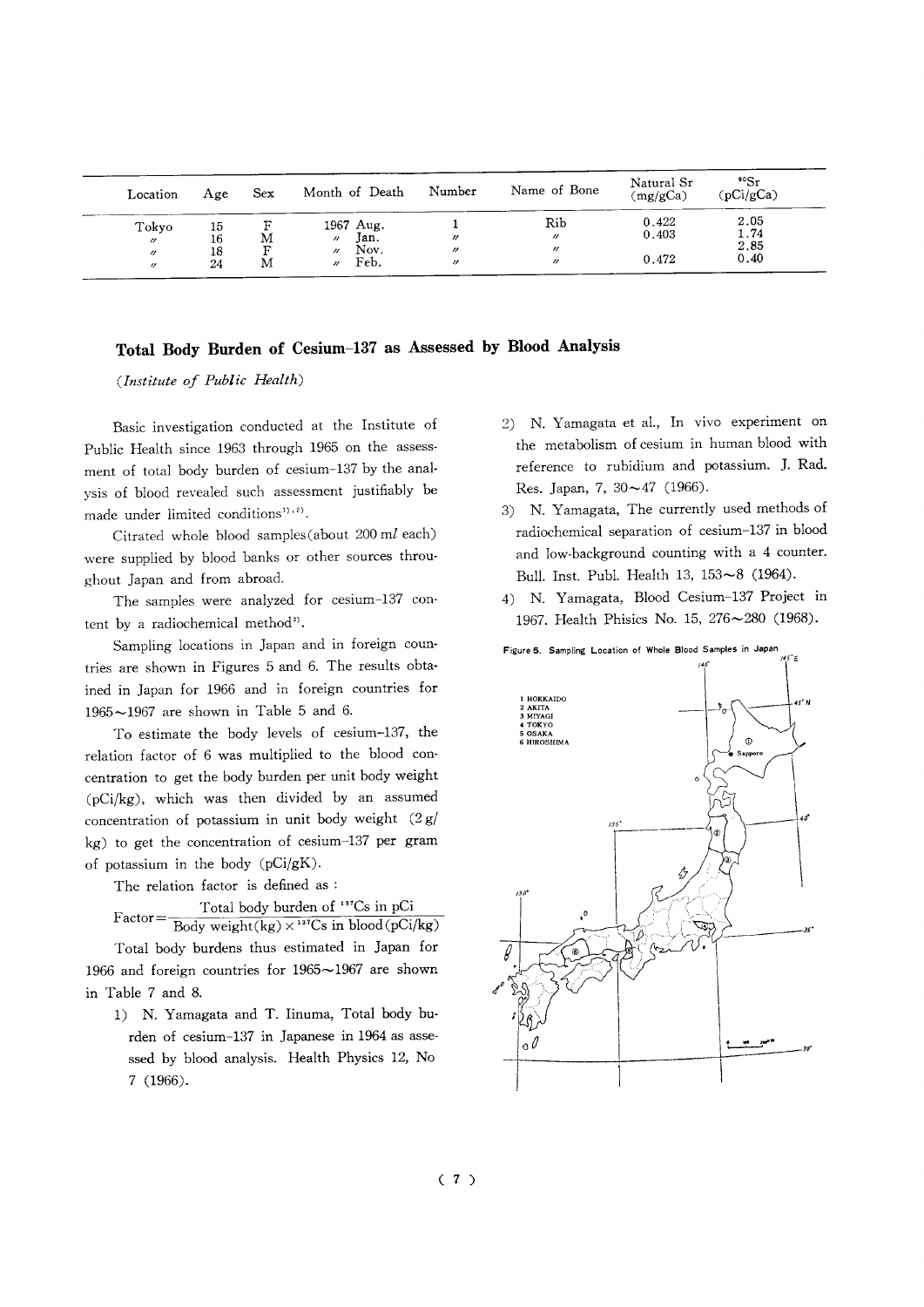| Location | Age | Sex | Month of Death | Number | Name of Bone | Natural Sr (mg/gCa) | $^{90}$Sr (pCi/gCa) |
|---|---|---|---|---|---|---|---|
| Tokyo | 15 | F | 1967 Aug. | 1 | Rib | 0.422 | 2.05 |
| 〃 | 16 | M | 〃 Jan. | 〃 | 〃 | 0.403 | 1.74 |
| 〃 | 18 | F | 〃 Nov. | 〃 | 〃 | | 2.85 |
| 〃 | 24 | M | 〃 Feb. | 〃 | 〃 | 0.472 | 0.40 |

## Total Body Burden of Cesium-137 as Assessed by Blood Analysis

*(Institute of Public Health)*

Basic investigation conducted at the Institute of Public Health since 1963 through 1965 on the assessment of total body burden of cesium-137 by the analysis of blood revealed such assessment justifiably be made under limited conditions[1,2].

Citrated whole blood samples (about 200 ml each) were supplied by blood banks or other sources throughout Japan and from abroad.

The samples were analyzed for cesium-137 content by a radiochemical method[3].

Sampling locations in Japan and in foreign countries are shown in Figures 5 and 6. The results obtained in Japan for 1966 and in foreign countries for 1965～1967 are shown in Table 5 and 6.

To estimate the body levels of cesium-137, the relation factor of 6 was multiplied to the blood concentration to get the body burden per unit body weight (pCi/kg), which was then divided by an assumed concentration of potassium in unit body weight (2 g/kg) to get the concentration of cesium-137 per gram of potassium in the body (pCi/gK).

The relation factor is defined as :

$$\text{Factor} = \frac{\text{Total body burden of } ^{137}\text{Cs in pCi}}{\text{Body weight(kg)} \times {}^{137}\text{Cs in blood (pCi/kg)}}$$

Total body burdens thus estimated in Japan for 1966 and foreign countries for 1965～1967 are shown in Table 7 and 8.

1) N. Yamagata and T. Iinuma, Total body burden of cesium-137 in Japanese in 1964 as assessed by blood analysis. Health Physics 12, No 7 (1966).
2) N. Yamagata et al., In vivo experiment on the metabolism of cesium in human blood with reference to rubidium and potassium. J. Rad. Res. Japan, 7, 30～47 (1966).
3) N. Yamagata, The currently used methods of radiochemical separation of cesium-137 in blood and low-background counting with a 4 counter. Bull. Inst. Publ. Health 13, 153～8 (1964).
4) N. Yamagata, Blood Cesium-137 Project in 1967. Health Phisics No. 15, 276～280 (1968).

Figure 5. Sampling Location of Whole Blood Samples in Japan

1 HOKKAIDO
2 AKITA
3 MIYAGI
4 TOKYO
5 OSAKA
6 HIROSHIMA

Sapporo

145°E
140°
135°
130°
45°N
40°
35°
30°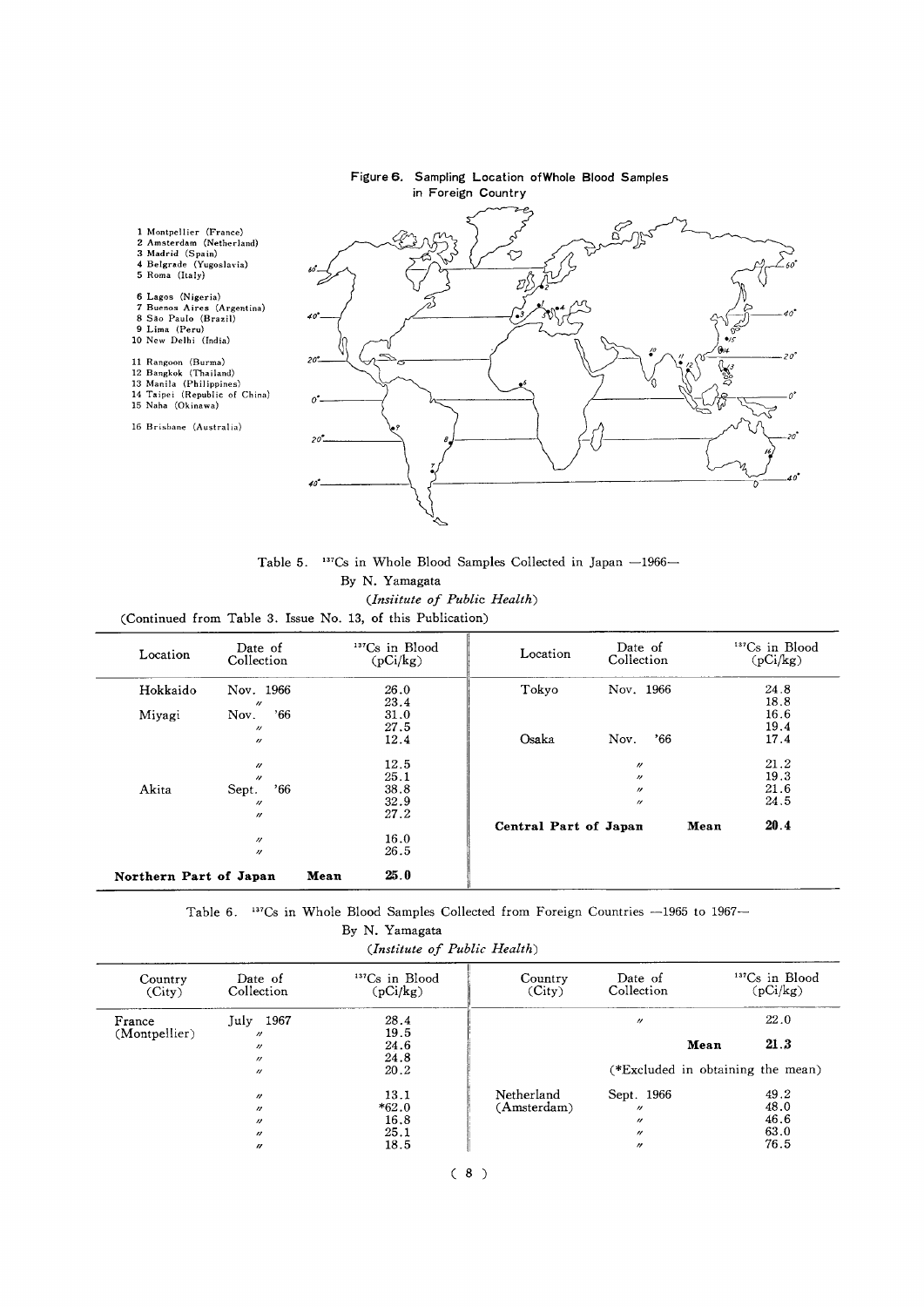**Figure 6. Sampling Location of Whole Blood Samples in Foreign Country**

1 Montpellier (France)
2 Amsterdam (Netherland)
3 Madrid (Spain)
4 Belgrade (Yugoslavia)
5 Roma (Italy)

6 Lagos (Nigeria)
7 Buenos Aires (Argentina)
8 São Paulo (Brazil)
9 Lima (Peru)
10 New Delhi (India)

11 Rangoon (Burma)
12 Bangkok (Thailand)
13 Manila (Philippines)
14 Taipei (Republic of China)
15 Naha (Okinawa)

16 Brisbane (Australia)

60°
40°
20°
0°
20°
40°

Table 5. $^{137}Cs$ in Whole Blood Samples Collected in Japan —1966—

By N. Yamagata

*(Insiitute of Public Health)*

(Continued from Table 3. Issue No. 13, of this Publication)

| Location | Date of Collection | $^{137}Cs$ in Blood (pCi/kg) | Location | Date of Collection | $^{137}Cs$ in Blood (pCi/kg) |
|---|---|---|---|---|---|
| Hokkaido | Nov. 1966 | 26.0 | Tokyo | Nov. 1966 | 24.8 |
| | 〃 | 23.4 | | | 18.8 |
| Miyagi | Nov. '66 | 31.0 | | | 16.6 |
| | 〃 | 27.5 | | | 19.4 |
| | 〃 | 12.4 | Osaka | Nov. '66 | 17.4 |
| | 〃 | 12.5 | | 〃 | 21.2 |
| | 〃 | 25.1 | | 〃 | 19.3 |
| Akita | Sept. '66 | 38.8 | | 〃 | 21.6 |
| | 〃 | 32.9 | | 〃 | 24.5 |
| | 〃 | 27.2 | **Central Part of Japan** | **Mean** | **20.4** |
| | 〃 | 16.0 | | | |
| | 〃 | 26.5 | | | |
| **Northern Part of Japan** | **Mean** | **25.0** | | | |

Table 6. $^{137}Cs$ in Whole Blood Samples Collected from Foreign Countries —1965 to 1967—

By N. Yamagata

*(Institute of Public Health)*

| Country (City) | Date of Collection | $^{137}Cs$ in Blood (pCi/kg) | Country (City) | Date of Collection | $^{137}Cs$ in Blood (pCi/kg) |
|---|---|---|---|---|---|
| France (Montpellier) | July 1967 | 28.4 | | 〃 | 22.0 |
| | 〃 | 19.5 | | | |
| | 〃 | 24.6 | | **Mean** | **21.3** |
| | 〃 | 24.8 | | | |
| | 〃 | 20.2 | (*Excluded in obtaining the mean) | | |
| | 〃 | 13.1 | Netherland (Amsterdam) | Sept. 1966 | 49.2 |
| | 〃 | *62.0 | | 〃 | 48.0 |
| | 〃 | 16.8 | | 〃 | 46.6 |
| | 〃 | 25.1 | | 〃 | 63.0 |
| | 〃 | 18.5 | | 〃 | 76.5 |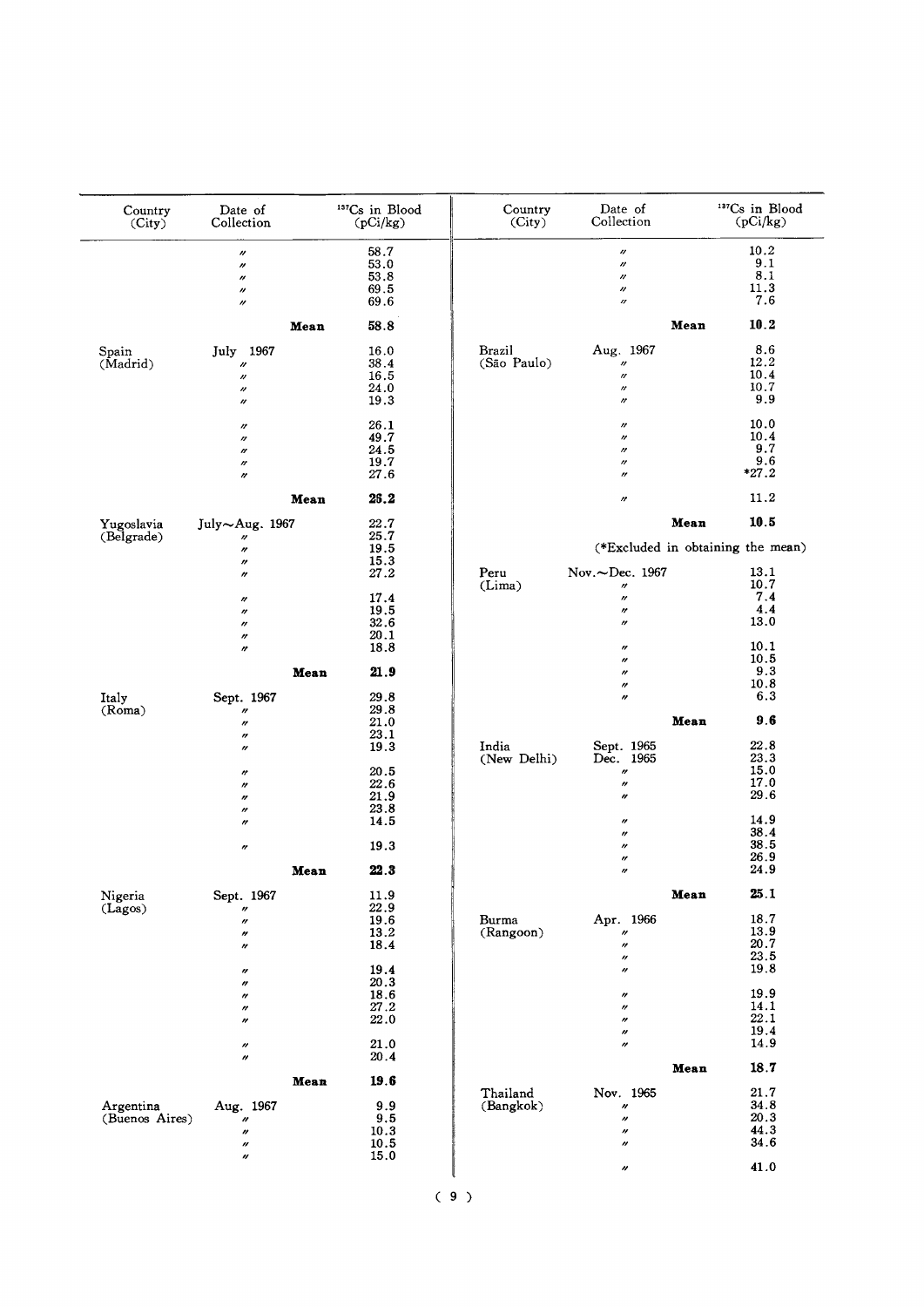| Country (City) | Date of Collection | $^{137}Cs$ in Blood (pCi/kg) |
|---|---|---|
| | 〃 | 58.7 |
| | 〃 | 53.0 |
| | 〃 | 53.8 |
| | 〃 | 69.5 |
| | 〃 | 69.6 |
| | **Mean** | **58.8** |
| Spain (Madrid) | July 1967 | 16.0 |
| | 〃 | 38.4 |
| | 〃 | 16.5 |
| | 〃 | 24.0 |
| | 〃 | 19.3 |
| | 〃 | 26.1 |
| | 〃 | 49.7 |
| | 〃 | 24.5 |
| | 〃 | 19.7 |
| | 〃 | 27.6 |
| | **Mean** | **26.2** |
| Yugoslavia (Belgrade) | July～Aug. 1967 | 22.7 |
| | 〃 | 25.7 |
| | 〃 | 19.5 |
| | 〃 | 15.3 |
| | 〃 | 27.2 |
| | 〃 | 17.4 |
| | 〃 | 19.5 |
| | 〃 | 32.6 |
| | 〃 | 20.1 |
| | 〃 | 18.8 |
| | **Mean** | **21.9** |
| Italy (Roma) | Sept. 1967 | 29.8 |
| | 〃 | 29.8 |
| | 〃 | 21.0 |
| | 〃 | 23.1 |
| | 〃 | 19.3 |
| | 〃 | 20.5 |
| | 〃 | 22.6 |
| | 〃 | 21.9 |
| | 〃 | 23.8 |
| | 〃 | 14.5 |
| | 〃 | 19.3 |
| | **Mean** | **22.3** |
| Nigeria (Lagos) | Sept. 1967 | 11.9 |
| | 〃 | 22.9 |
| | 〃 | 19.6 |
| | 〃 | 13.2 |
| | 〃 | 18.4 |
| | 〃 | 19.4 |
| | 〃 | 20.3 |
| | 〃 | 18.6 |
| | 〃 | 27.2 |
| | 〃 | 22.0 |
| | 〃 | 21.0 |
| | 〃 | 20.4 |
| | **Mean** | **19.6** |
| Argentina (Buenos Aires) | Aug. 1967 | 9.9 |
| | 〃 | 9.5 |
| | 〃 | 10.3 |
| | 〃 | 10.5 |
| | 〃 | 15.0 |

| Country (City) | Date of Collection | $^{137}Cs$ in Blood (pCi/kg) |
|---|---|---|
| | 〃 | 10.2 |
| | 〃 | 9.1 |
| | 〃 | 8.1 |
| | 〃 | 11.3 |
| | 〃 | 7.6 |
| | **Mean** | **10.2** |
| Brazil (São Paulo) | Aug. 1967 | 8.6 |
| | 〃 | 12.2 |
| | 〃 | 10.4 |
| | 〃 | 10.7 |
| | 〃 | 9.9 |
| | 〃 | 10.0 |
| | 〃 | 10.4 |
| | 〃 | 9.7 |
| | 〃 | 9.6 |
| | 〃 | *27.2 |
| | 〃 | 11.2 |
| | **Mean** | **10.5** |
| | (*Excluded in obtaining the mean) | |
| Peru (Lima) | Nov.～Dec. 1967 | 13.1 |
| | 〃 | 10.7 |
| | 〃 | 7.4 |
| | 〃 | 4.4 |
| | 〃 | 13.0 |
| | 〃 | 10.1 |
| | 〃 | 10.5 |
| | 〃 | 9.3 |
| | 〃 | 10.8 |
| | 〃 | 6.3 |
| | **Mean** | **9.6** |
| India (New Delhi) | Sept. 1965 | 22.8 |
| | Dec. 1965 | 23.3 |
| | 〃 | 15.0 |
| | 〃 | 17.0 |
| | 〃 | 29.6 |
| | 〃 | 14.9 |
| | 〃 | 38.4 |
| | 〃 | 38.5 |
| | 〃 | 26.9 |
| | 〃 | 24.9 |
| | **Mean** | **25.1** |
| Burma (Rangoon) | Apr. 1966 | 18.7 |
| | 〃 | 13.9 |
| | 〃 | 20.7 |
| | 〃 | 23.5 |
| | 〃 | 19.8 |
| | 〃 | 19.9 |
| | 〃 | 14.1 |
| | 〃 | 22.1 |
| | 〃 | 19.4 |
| | 〃 | 14.9 |
| | **Mean** | **18.7** |
| Thailand (Bangkok) | Nov. 1965 | 21.7 |
| | 〃 | 34.8 |
| | 〃 | 20.3 |
| | 〃 | 44.3 |
| | 〃 | 34.6 |
| | 〃 | 41.0 |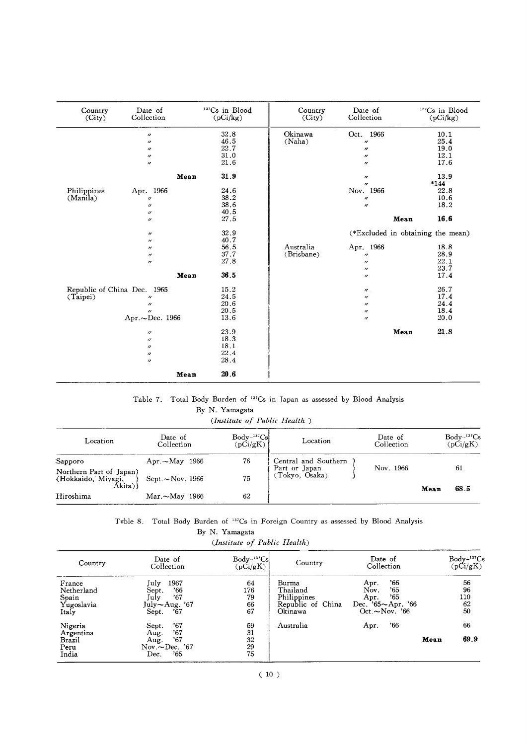| Country (City) | Date of Collection | $^{137}Cs$ in Blood (pCi/kg) | Country (City) | Date of Collection | $^{137}Cs$ in Blood (pCi/kg) |
|---|---|---|---|---|---|
| | 〃 | 32.8 | Okinawa (Naha) | Oct. 1966 | 10.1 |
| | 〃 | 46.5 | | 〃 | 25.4 |
| | 〃 | 22.7 | | 〃 | 19.0 |
| | 〃 | 31.0 | | 〃 | 12.1 |
| | 〃 | 21.6 | | 〃 | 17.6 |
| | **Mean** | **31.9** | | 〃 | 13.9 |
| Philippines (Manila) | Apr. 1966 | 24.6 | | 〃 | *144 |
| | 〃 | 38.2 | | Nov. 1966 | 22.8 |
| | 〃 | 38.6 | | 〃 | 10.6 |
| | 〃 | 40.5 | | 〃 | 18.2 |
| | 〃 | 27.5 | | **Mean** | **16.6** |
| | 〃 | 32.9 | | (*Excluded in obtaining the mean) | |
| | 〃 | 40.7 | | | |
| | 〃 | 56.5 | Australia (Brisbane) | Apr. 1966 | 18.8 |
| | 〃 | 37.7 | | 〃 | 28.9 |
| | 〃 | 27.8 | | 〃 | 22.1 |
| | **Mean** | **36.5** | | 〃 | 23.7 |
| Republic of China (Taipei) | Dec. 1965 | 15.2 | | 〃 | 17.4 |
| | 〃 | 24.5 | | 〃 | 26.7 |
| | 〃 | 20.6 | | 〃 | 17.4 |
| | 〃 | 20.5 | | 〃 | 24.4 |
| | Apr.～Dec. 1966 | 13.6 | | 〃 | 18.4 |
| | 〃 | 23.9 | | 〃 | 20.0 |
| | 〃 | 18.3 | | **Mean** | **21.8** |
| | 〃 | 18.1 | | | |
| | 〃 | 22.4 | | | |
| | 〃 | 28.4 | | | |
| | **Mean** | **20.6** | | | |

Table 7. Total Body Burden of $^{137}Cs$ in Japan as assessed by Blood Analysis

By N. Yamagata

*(Institute of Public Health)*

| Location | Date of Collection | Body-$^{137}Cs$ (pCi/gK) | Location | Date of Collection | Body-$^{137}Cs$ (pCi/gK) |
|---|---|---|---|---|---|
| Sapporo | Apr.～May 1966 | 76 | Central and Southern Part or Japan (Tokyo, Osaka) | Nov. 1966 | 61 |
| Northern Part of Japan (Hokkaido, Miyagi, Akita) | Sept.～Nov. 1966 | 75 | | **Mean** | **68.5** |
| Hiroshima | Mar.～May 1966 | 62 | | | |

Table 8. Total Body Burden of $^{137}Cs$ in Foreign Country as assessed by Blood Analysis

By N. Yamagata

*(Institute of Public Health)*

| Country | Date of Collection | Body-$^{137}Cs$ (pCi/gK) | Country | Date of Collection | Body-$^{137}Cs$ (pCi/gK) |
|---|---|---|---|---|---|
| France | July 1967 | 64 | Burma | Apr. '66 | 56 |
| Netherland | Sept. '66 | 176 | Thailand | Nov. '65 | 96 |
| Spain | July '67 | 79 | Philippines | Apr. '65 | 110 |
| Yugoslavia | July～Aug. '67 | 66 | Republic of China | Dec. '65～Apr. '66 | 62 |
| Italy | Sept. '67 | 67 | Okinawa | Oct.～Nov. '66 | 50 |
| Nigeria | Sept. '67 | 59 | Australia | Apr. '66 | 66 |
| Argentina | Aug. '67 | 31 | | | |
| Brazil | Aug. '67 | 32 | | **Mean** | **69.9** |
| Peru | Nov.～Dec. '67 | 29 | | | |
| India | Dec. '65 | 75 | | | |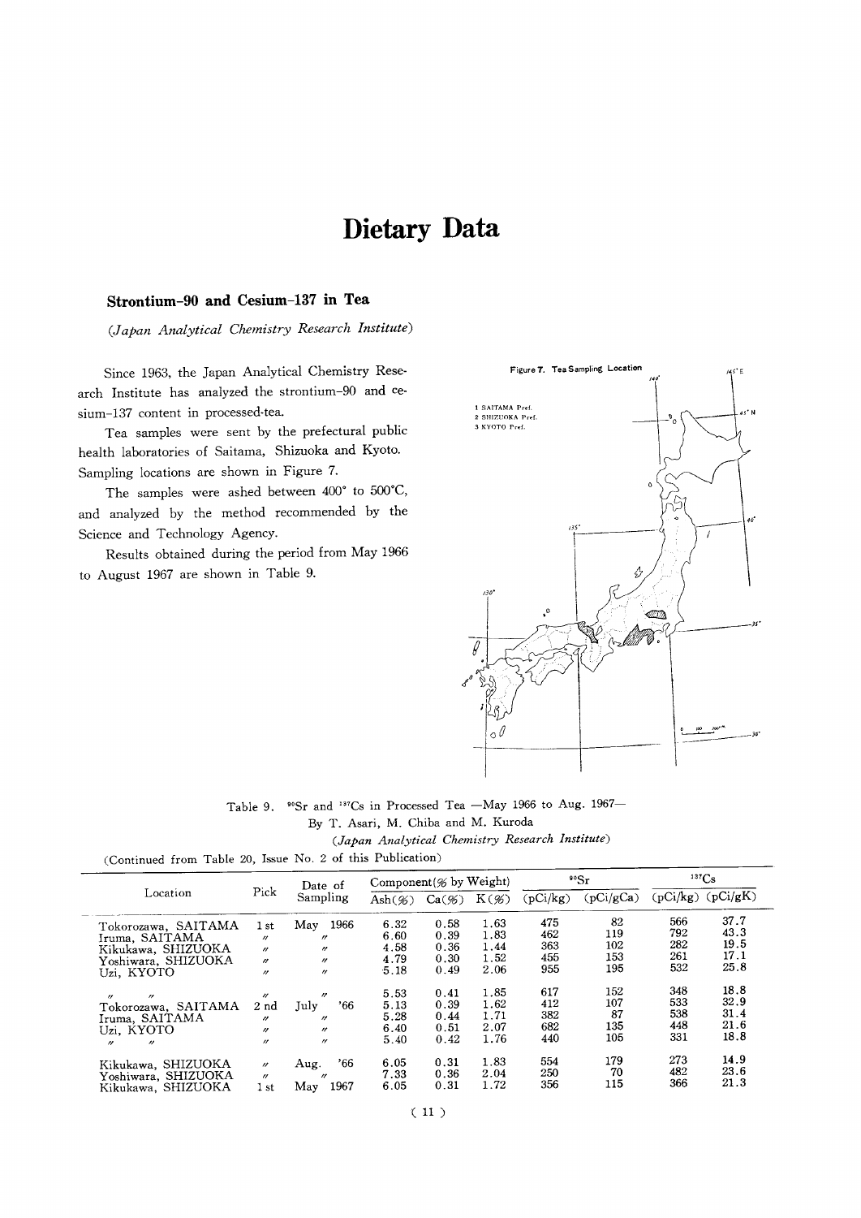# Dietary Data

## Strontium-90 and Cesium-137 in Tea

*(Japan Analytical Chemistry Research Institute)*

Since 1963, the Japan Analytical Chemistry Research Institute has analyzed the strontium-90 and cesium-137 content in processed-tea.

Tea samples were sent by the prefectural public health laboratories of Saitama, Shizuoka and Kyoto. Sampling locations are shown in Figure 7.

The samples were ashed between 400° to 500°C, and analyzed by the method recommended by the Science and Technology Agency.

Results obtained during the period from May 1966 to August 1967 are shown in Table 9.

Figure 7. Tea Sampling Location

1 SAITAMA Pref.
2 SHIZUOKA Pref.
3 KYOTO Pref.

140°
145°E
45°N
40°
135°
130°
35°
30°

Table 9. $^{90}$Sr and $^{137}$Cs in Processed Tea —May 1966 to Aug. 1967—
By T. Asari, M. Chiba and M. Kuroda
*(Japan Analytical Chemistry Research Institute)*

(Continued from Table 20, Issue No. 2 of this Publication)

| Location | Pick | Date of Sampling | Component (% by Weight) | | | $^{90}$Sr | | $^{137}$Cs | |
|---|---|---|---|---|---|---|---|---|---|
| | | | Ash (%) | Ca (%) | K (%) | (pCi/kg) | (pCi/gCa) | (pCi/kg) | (pCi/gK) |
| Tokorozawa, SAITAMA | 1 st | May 1966 | 6.32 | 0.58 | 1.63 | 475 | 82 | 566 | 37.7 |
| Iruma, SAITAMA | 〃 | 〃 | 6.60 | 0.39 | 1.83 | 462 | 119 | 792 | 43.3 |
| Kikukawa, SHIZUOKA | 〃 | 〃 | 4.58 | 0.36 | 1.44 | 363 | 102 | 282 | 19.5 |
| Yoshiwara, SHIZUOKA | 〃 | 〃 | 4.79 | 0.30 | 1.52 | 455 | 153 | 261 | 17.1 |
| Uzi, KYOTO | 〃 | 〃 | 5.18 | 0.49 | 2.06 | 955 | 195 | 532 | 25.8 |
| 〃 〃 | 〃 | 〃 | 5.53 | 0.41 | 1.85 | 617 | 152 | 348 | 18.8 |
| Tokorozawa, SAITAMA | 2 nd | July '66 | 5.13 | 0.39 | 1.62 | 412 | 107 | 533 | 32.9 |
| Iruma, SAITAMA | 〃 | 〃 | 5.28 | 0.44 | 1.71 | 382 | 87 | 538 | 31.4 |
| Uzi, KYOTO | 〃 | 〃 | 6.40 | 0.51 | 2.07 | 682 | 135 | 448 | 21.6 |
| 〃 〃 | 〃 | 〃 | 5.40 | 0.42 | 1.76 | 440 | 105 | 331 | 18.8 |
| Kikukawa, SHIZUOKA | 〃 | Aug. '66 | 6.05 | 0.31 | 1.83 | 554 | 179 | 273 | 14.9 |
| Yoshiwara, SHIZUOKA | 〃 | 〃 | 7.33 | 0.36 | 2.04 | 250 | 70 | 482 | 23.6 |
| Kikukawa, SHIZUOKA | 1 st | May 1967 | 6.05 | 0.31 | 1.72 | 356 | 115 | 366 | 21.3 |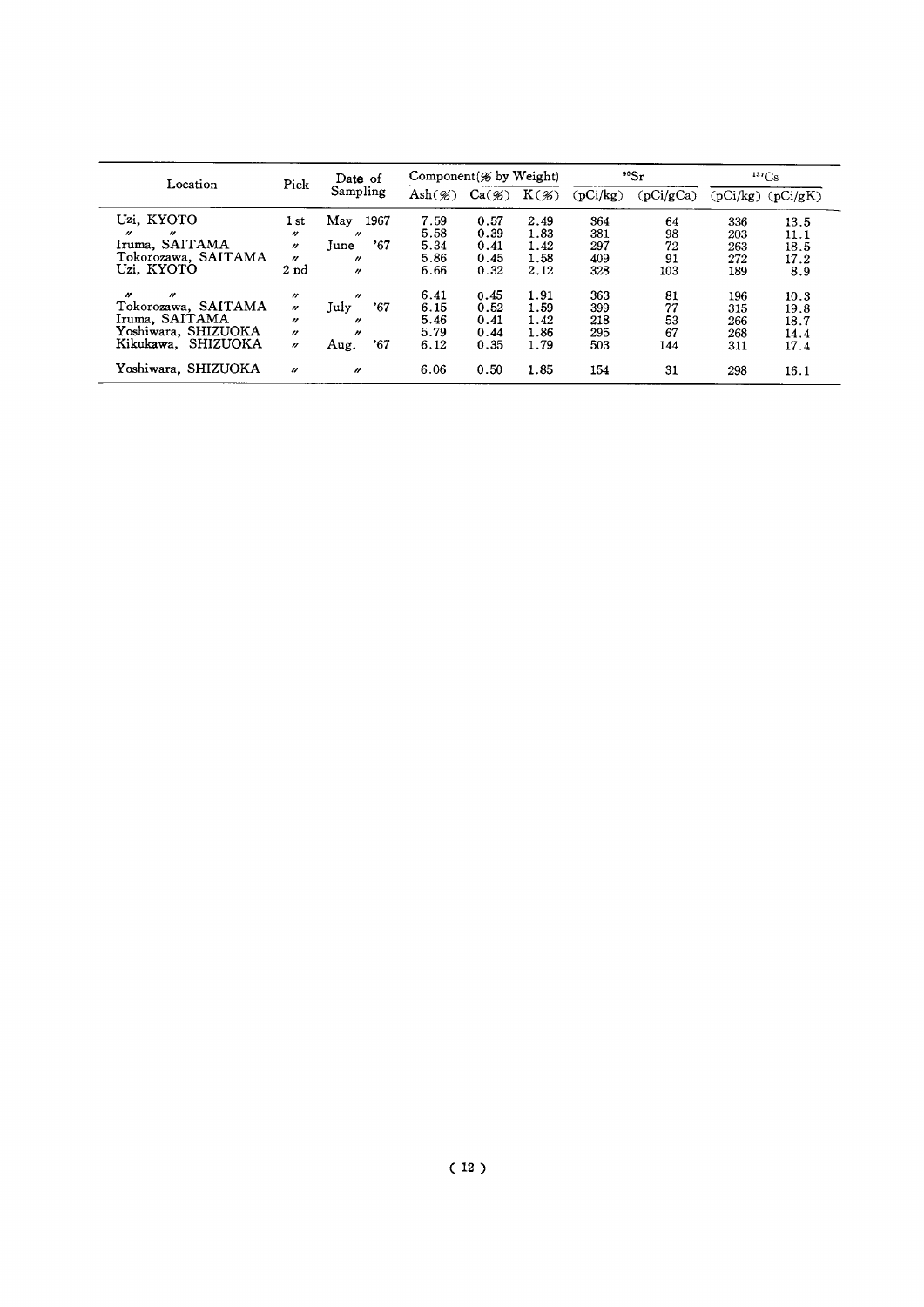| Location | Pick | Date of Sampling | Component(% by Weight) | | | $^{90}Sr$ | | $^{137}Cs$ | |
|---|---|---|---|---|---|---|---|---|---|
| | | | Ash(%) | Ca(%) | K(%) | (pCi/kg) | (pCi/gCa) | (pCi/kg) | (pCi/gK) |
| Uzi, KYOTO | 1 st | May 1967 | 7.59 | 0.57 | 2.49 | 364 | 64 | 336 | 13.5 |
| 〃 〃 | 〃 | 〃 | 5.58 | 0.39 | 1.83 | 381 | 98 | 203 | 11.1 |
| Iruma, SAITAMA | 〃 | June '67 | 5.34 | 0.41 | 1.42 | 297 | 72 | 263 | 18.5 |
| Tokorozawa, SAITAMA | 〃 | 〃 | 5.86 | 0.45 | 1.58 | 409 | 91 | 272 | 17.2 |
| Uzi, KYOTO | 2 nd | 〃 | 6.66 | 0.32 | 2.12 | 328 | 103 | 189 | 8.9 |
| 〃 〃 | 〃 | 〃 | 6.41 | 0.45 | 1.91 | 363 | 81 | 196 | 10.3 |
| Tokorozawa, SAITAMA | 〃 | July '67 | 6.15 | 0.52 | 1.59 | 399 | 77 | 315 | 19.8 |
| Iruma, SAITAMA | 〃 | 〃 | 5.46 | 0.41 | 1.42 | 218 | 53 | 266 | 18.7 |
| Yoshiwara, SHIZUOKA | 〃 | 〃 | 5.79 | 0.44 | 1.86 | 295 | 67 | 268 | 14.4 |
| Kikukawa, SHIZUOKA | 〃 | Aug. '67 | 6.12 | 0.35 | 1.79 | 503 | 144 | 311 | 17.4 |
| Yoshiwara, SHIZUOKA | 〃 | 〃 | 6.06 | 0.50 | 1.85 | 154 | 31 | 298 | 16.1 |